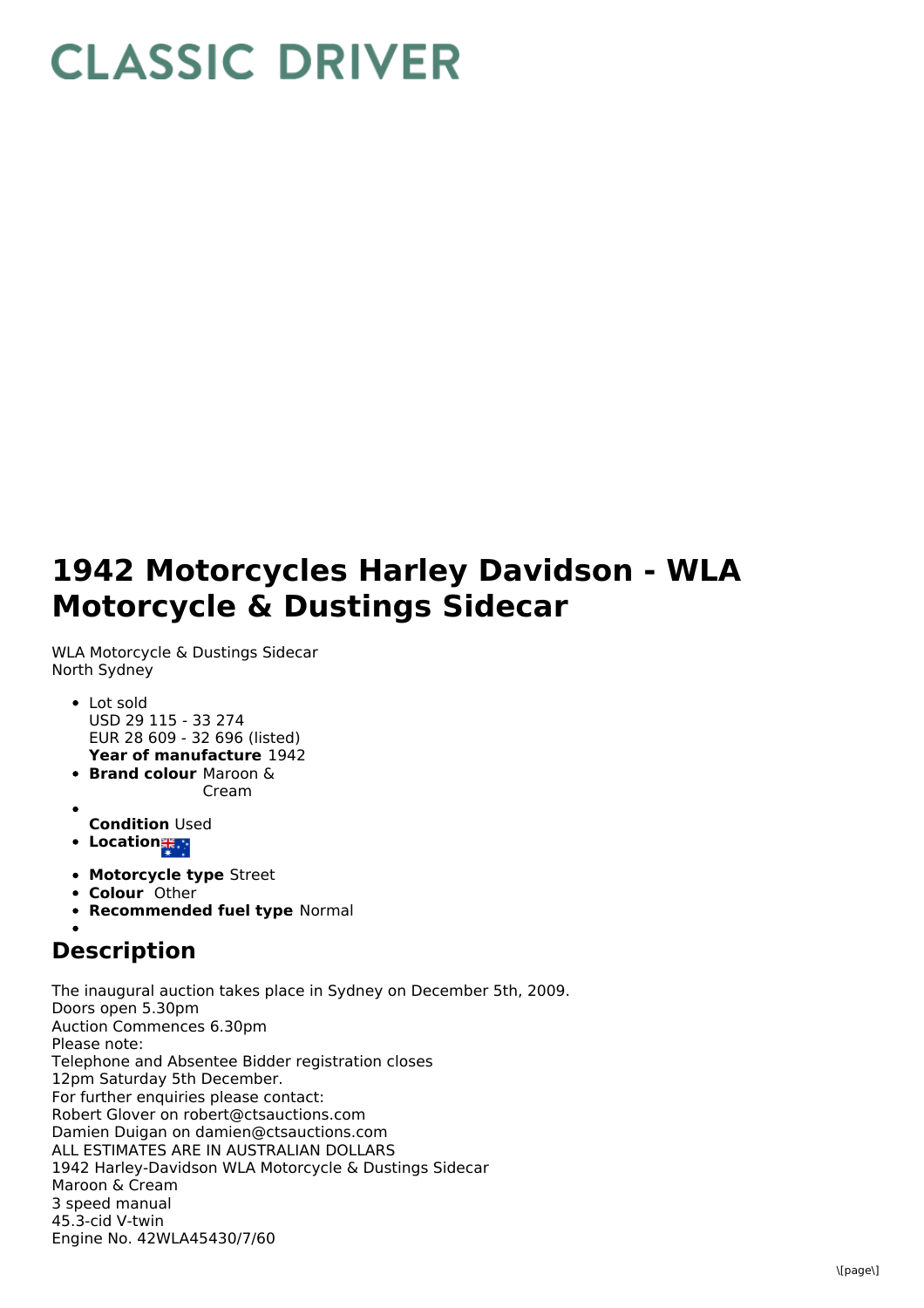# CLASSIC DRIVER

# 1942 Motorcycles Harley Davidson - WLA Motorcycle & Dustings Sidecar

WLA Motorcycle & Dustings Sidecar
North Sydney

- Lot sold
  USD 29 115 - 33 274
  EUR 28 609 - 32 696 (listed)
  **Year of manufacture** 1942
- **Brand colour** Maroon & Cream
- **Condition** Used
- **Location**
- **Motorcycle type** Street
- **Colour** Other
- **Recommended fuel type** Normal

## Description

The inaugural auction takes place in Sydney on December 5th, 2009.
Doors open 5.30pm
Auction Commences 6.30pm
Please note:
Telephone and Absentee Bidder registration closes
12pm Saturday 5th December.
For further enquiries please contact:
Robert Glover on robert@ctsauctions.com
Damien Duigan on damien@ctsauctions.com
ALL ESTIMATES ARE IN AUSTRALIAN DOLLARS
1942 Harley-Davidson WLA Motorcycle & Dustings Sidecar
Maroon & Cream
3 speed manual
45.3-cid V-twin
Engine No. 42WLA45430/7/60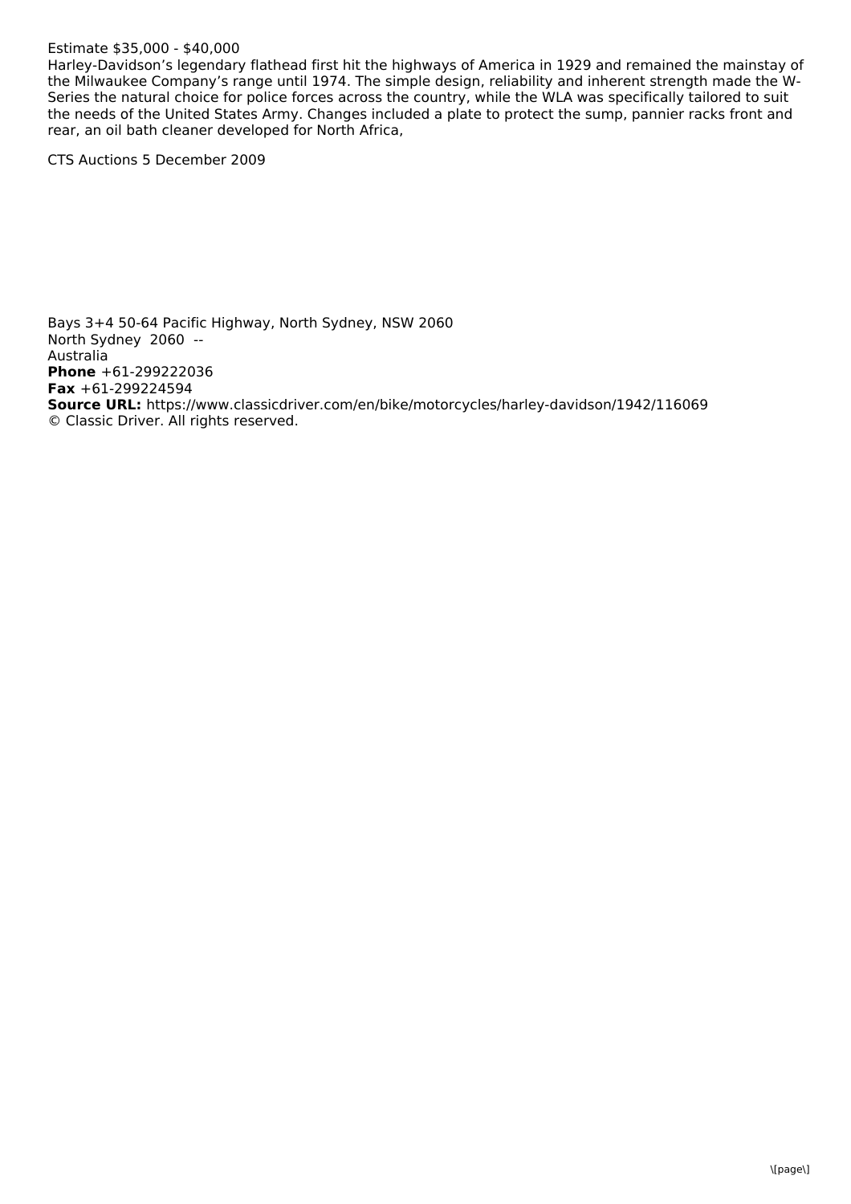Estimate $35,000 - $40,000
Harley-Davidson’s legendary flathead first hit the highways of America in 1929 and remained the mainstay of the Milwaukee Company’s range until 1974. The simple design, reliability and inherent strength made the W-Series the natural choice for police forces across the country, while the WLA was specifically tailored to suit the needs of the United States Army. Changes included a plate to protect the sump, pannier racks front and rear, an oil bath cleaner developed for North Africa,

CTS Auctions 5 December 2009

Bays 3+4 50-64 Pacific Highway, North Sydney, NSW 2060
North Sydney 2060 --
Australia
**Phone** +61-299222036
**Fax** +61-299224594
**Source URL:** https://www.classicdriver.com/en/bike/motorcycles/harley-davidson/1942/116069
© Classic Driver. All rights reserved.